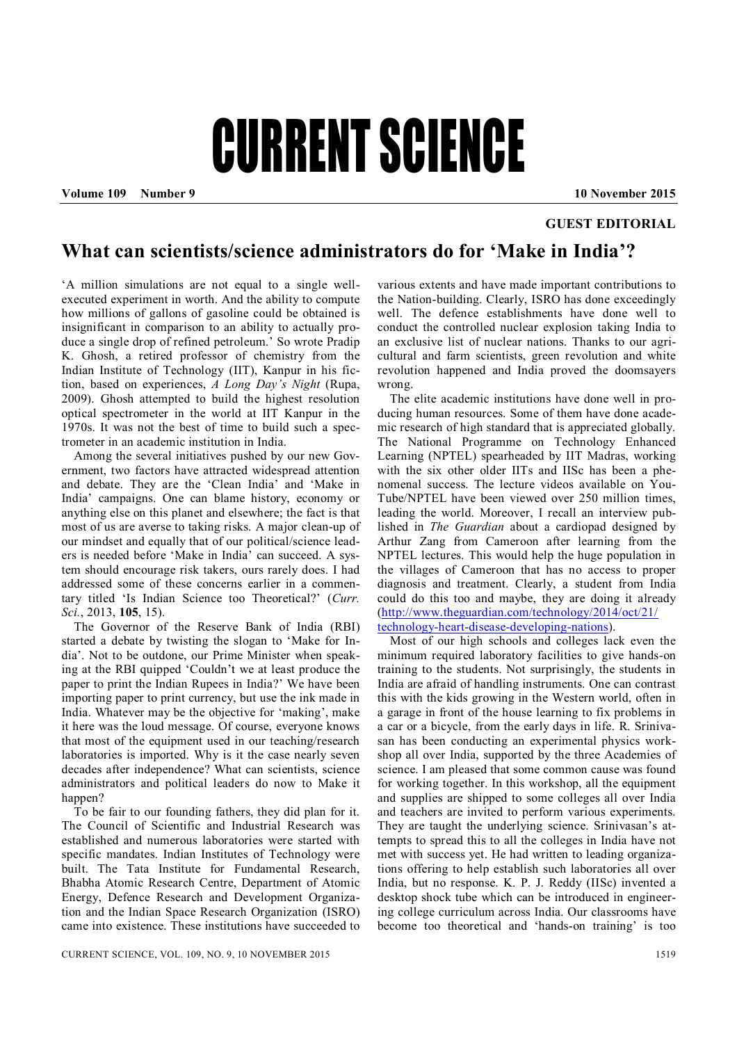# CURRENT SCIENCE

**Volume 109 Number 9** **10 November 2015**

**GUEST EDITORIAL**

## What can scientists/science administrators do for 'Make in India'?

'A million simulations are not equal to a single well-executed experiment in worth. And the ability to compute how millions of gallons of gasoline could be obtained is insignificant in comparison to an ability to actually produce a single drop of refined petroleum.' So wrote Pradip K. Ghosh, a retired professor of chemistry from the Indian Institute of Technology (IIT), Kanpur in his fiction, based on experiences, *A Long Day's Night* (Rupa, 2009). Ghosh attempted to build the highest resolution optical spectrometer in the world at IIT Kanpur in the 1970s. It was not the best of time to build such a spectrometer in an academic institution in India.

Among the several initiatives pushed by our new Government, two factors have attracted widespread attention and debate. They are the 'Clean India' and 'Make in India' campaigns. One can blame history, economy or anything else on this planet and elsewhere; the fact is that most of us are averse to taking risks. A major clean-up of our mindset and equally that of our political/science leaders is needed before 'Make in India' can succeed. A system should encourage risk takers, ours rarely does. I had addressed some of these concerns earlier in a commentary titled 'Is Indian Science too Theoretical?' (*Curr. Sci.*, 2013, **105**, 15).

The Governor of the Reserve Bank of India (RBI) started a debate by twisting the slogan to 'Make for India'. Not to be outdone, our Prime Minister when speaking at the RBI quipped 'Couldn't we at least produce the paper to print the Indian Rupees in India?' We have been importing paper to print currency, but use the ink made in India. Whatever may be the objective for 'making', make it here was the loud message. Of course, everyone knows that most of the equipment used in our teaching/research laboratories is imported. Why is it the case nearly seven decades after independence? What can scientists, science administrators and political leaders do now to Make it happen?

To be fair to our founding fathers, they did plan for it. The Council of Scientific and Industrial Research was established and numerous laboratories were started with specific mandates. Indian Institutes of Technology were built. The Tata Institute for Fundamental Research, Bhabha Atomic Research Centre, Department of Atomic Energy, Defence Research and Development Organization and the Indian Space Research Organization (ISRO) came into existence. These institutions have succeeded to various extents and have made important contributions to the Nation-building. Clearly, ISRO has done exceedingly well. The defence establishments have done well to conduct the controlled nuclear explosion taking India to an exclusive list of nuclear nations. Thanks to our agricultural and farm scientists, green revolution and white revolution happened and India proved the doomsayers wrong.

The elite academic institutions have done well in producing human resources. Some of them have done academic research of high standard that is appreciated globally. The National Programme on Technology Enhanced Learning (NPTEL) spearheaded by IIT Madras, working with the six other older IITs and IISc has been a phenomenal success. The lecture videos available on YouTube/NPTEL have been viewed over 250 million times, leading the world. Moreover, I recall an interview published in *The Guardian* about a cardiopad designed by Arthur Zang from Cameroon after learning from the NPTEL lectures. This would help the huge population in the villages of Cameroon that has no access to proper diagnosis and treatment. Clearly, a student from India could do this too and maybe, they are doing it already (http://www.theguardian.com/technology/2014/oct/21/technology-heart-disease-developing-nations).

Most of our high schools and colleges lack even the minimum required laboratory facilities to give hands-on training to the students. Not surprisingly, the students in India are afraid of handling instruments. One can contrast this with the kids growing in the Western world, often in a garage in front of the house learning to fix problems in a car or a bicycle, from the early days in life. R. Srinivasan has been conducting an experimental physics workshop all over India, supported by the three Academies of science. I am pleased that some common cause was found for working together. In this workshop, all the equipment and supplies are shipped to some colleges all over India and teachers are invited to perform various experiments. They are taught the underlying science. Srinivasan's attempts to spread this to all the colleges in India have not met with success yet. He had written to leading organizations offering to help establish such laboratories all over India, but no response. K. P. J. Reddy (IISc) invented a desktop shock tube which can be introduced in engineering college curriculum across India. Our classrooms have become too theoretical and 'hands-on training' is too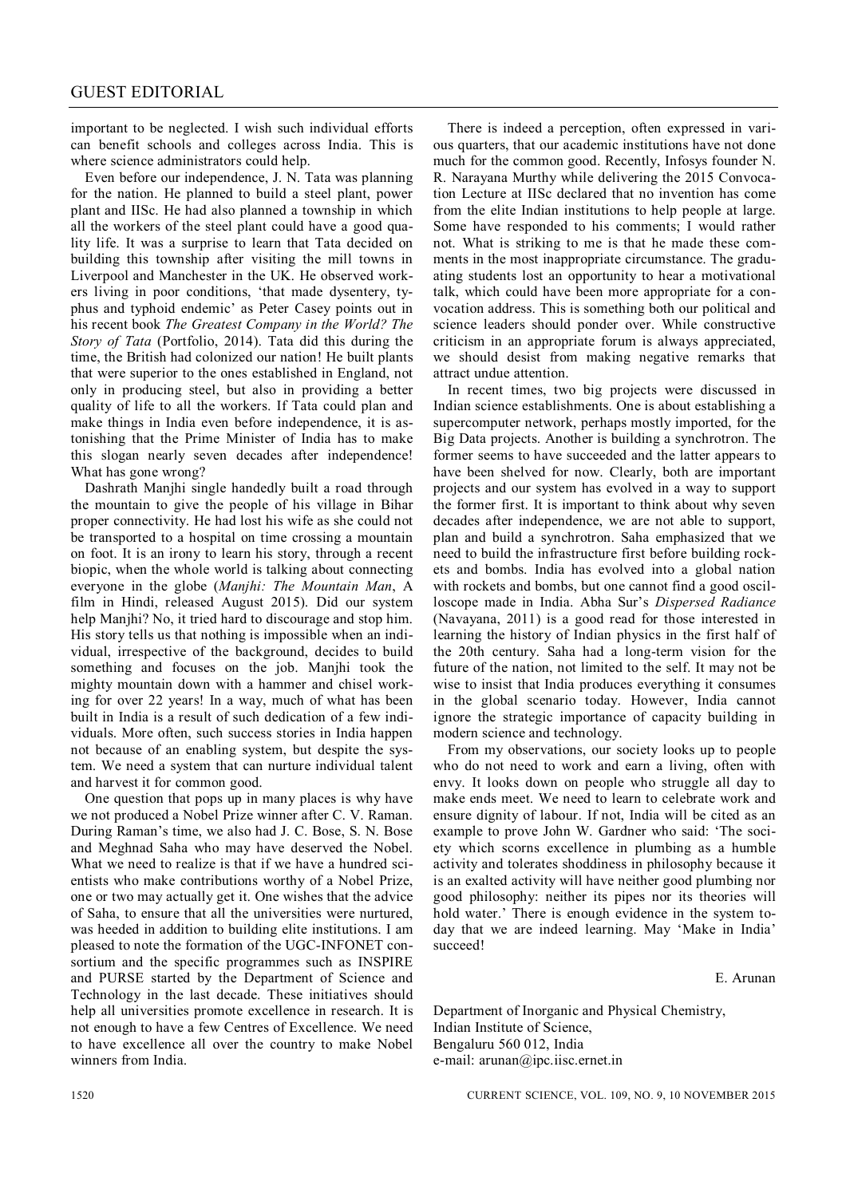important to be neglected. I wish such individual efforts can benefit schools and colleges across India. This is where science administrators could help.

Even before our independence, J. N. Tata was planning for the nation. He planned to build a steel plant, power plant and IISc. He had also planned a township in which all the workers of the steel plant could have a good quality life. It was a surprise to learn that Tata decided on building this township after visiting the mill towns in Liverpool and Manchester in the UK. He observed workers living in poor conditions, 'that made dysentery, typhus and typhoid endemic' as Peter Casey points out in his recent book *The Greatest Company in the World? The Story of Tata* (Portfolio, 2014). Tata did this during the time, the British had colonized our nation! He built plants that were superior to the ones established in England, not only in producing steel, but also in providing a better quality of life to all the workers. If Tata could plan and make things in India even before independence, it is astonishing that the Prime Minister of India has to make this slogan nearly seven decades after independence! What has gone wrong?

Dashrath Manjhi single handedly built a road through the mountain to give the people of his village in Bihar proper connectivity. He had lost his wife as she could not be transported to a hospital on time crossing a mountain on foot. It is an irony to learn his story, through a recent biopic, when the whole world is talking about connecting everyone in the globe (*Manjhi: The Mountain Man*, A film in Hindi, released August 2015). Did our system help Manjhi? No, it tried hard to discourage and stop him. His story tells us that nothing is impossible when an individual, irrespective of the background, decides to build something and focuses on the job. Manjhi took the mighty mountain down with a hammer and chisel working for over 22 years! In a way, much of what has been built in India is a result of such dedication of a few individuals. More often, such success stories in India happen not because of an enabling system, but despite the system. We need a system that can nurture individual talent and harvest it for common good.

One question that pops up in many places is why have we not produced a Nobel Prize winner after C. V. Raman. During Raman's time, we also had J. C. Bose, S. N. Bose and Meghnad Saha who may have deserved the Nobel. What we need to realize is that if we have a hundred scientists who make contributions worthy of a Nobel Prize, one or two may actually get it. One wishes that the advice of Saha, to ensure that all the universities were nurtured, was heeded in addition to building elite institutions. I am pleased to note the formation of the UGC-INFONET consortium and the specific programmes such as INSPIRE and PURSE started by the Department of Science and Technology in the last decade. These initiatives should help all universities promote excellence in research. It is not enough to have a few Centres of Excellence. We need to have excellence all over the country to make Nobel winners from India.

There is indeed a perception, often expressed in various quarters, that our academic institutions have not done much for the common good. Recently, Infosys founder N. R. Narayana Murthy while delivering the 2015 Convocation Lecture at IISc declared that no invention has come from the elite Indian institutions to help people at large. Some have responded to his comments; I would rather not. What is striking to me is that he made these comments in the most inappropriate circumstance. The graduating students lost an opportunity to hear a motivational talk, which could have been more appropriate for a convocation address. This is something both our political and science leaders should ponder over. While constructive criticism in an appropriate forum is always appreciated, we should desist from making negative remarks that attract undue attention.

In recent times, two big projects were discussed in Indian science establishments. One is about establishing a supercomputer network, perhaps mostly imported, for the Big Data projects. Another is building a synchrotron. The former seems to have succeeded and the latter appears to have been shelved for now. Clearly, both are important projects and our system has evolved in a way to support the former first. It is important to think about why seven decades after independence, we are not able to support, plan and build a synchrotron. Saha emphasized that we need to build the infrastructure first before building rockets and bombs. India has evolved into a global nation with rockets and bombs, but one cannot find a good oscilloscope made in India. Abha Sur's *Dispersed Radiance* (Navayana, 2011) is a good read for those interested in learning the history of Indian physics in the first half of the 20th century. Saha had a long-term vision for the future of the nation, not limited to the self. It may not be wise to insist that India produces everything it consumes in the global scenario today. However, India cannot ignore the strategic importance of capacity building in modern science and technology.

From my observations, our society looks up to people who do not need to work and earn a living, often with envy. It looks down on people who struggle all day to make ends meet. We need to learn to celebrate work and ensure dignity of labour. If not, India will be cited as an example to prove John W. Gardner who said: 'The society which scorns excellence in plumbing as a humble activity and tolerates shoddiness in philosophy because it is an exalted activity will have neither good plumbing nor good philosophy: neither its pipes nor its theories will hold water.' There is enough evidence in the system today that we are indeed learning. May 'Make in India' succeed!

E. Arunan

Department of Inorganic and Physical Chemistry,
Indian Institute of Science,
Bengaluru 560 012, India
e-mail: arunan@ipc.iisc.ernet.in